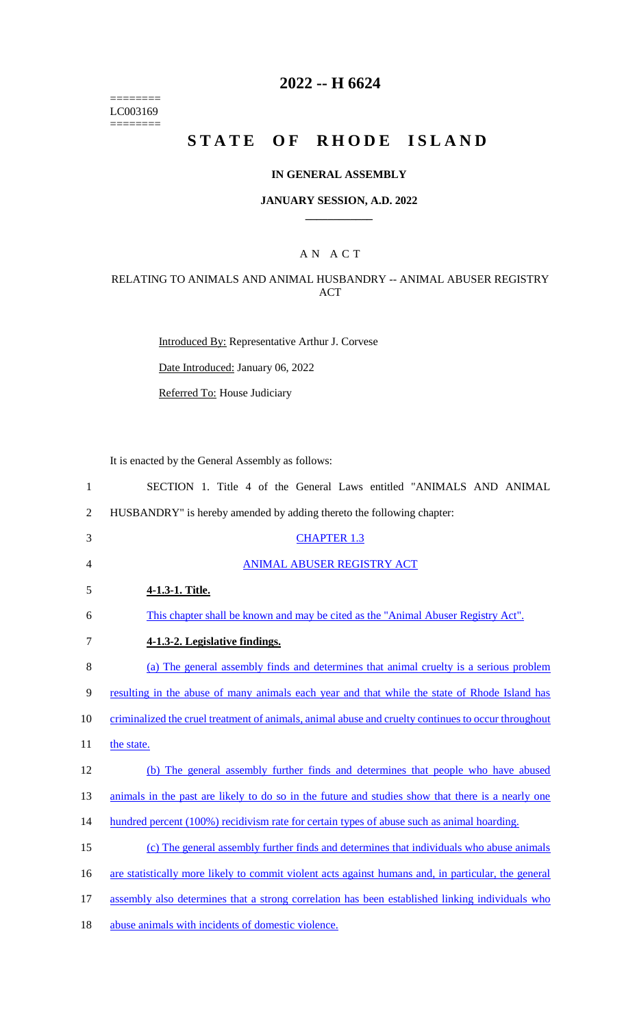========
LC003169
========

# 2022 -- H 6624

# STATE OF RHODE ISLAND

### IN GENERAL ASSEMBLY

### JANUARY SESSION, A.D. 2022

## AN ACT

### RELATING TO ANIMALS AND ANIMAL HUSBANDRY -- ANIMAL ABUSER REGISTRY ACT

Introduced By: Representative Arthur J. Corvese

Date Introduced: January 06, 2022

Referred To: House Judiciary

It is enacted by the General Assembly as follows:

1 SECTION 1. Title 4 of the General Laws entitled "ANIMALS AND ANIMAL
2 HUSBANDRY" is hereby amended by adding thereto the following chapter:

3 CHAPTER 1.3

4 ANIMAL ABUSER REGISTRY ACT

5 **4-1.3-1. Title.**

6 This chapter shall be known and may be cited as the "Animal Abuser Registry Act".

7 **4-1.3-2. Legislative findings.**

8 (a) The general assembly finds and determines that animal cruelty is a serious problem
9 resulting in the abuse of many animals each year and that while the state of Rhode Island has
10 criminalized the cruel treatment of animals, animal abuse and cruelty continues to occur throughout
11 the state.

12 (b) The general assembly further finds and determines that people who have abused
13 animals in the past are likely to do so in the future and studies show that there is a nearly one
14 hundred percent (100%) recidivism rate for certain types of abuse such as animal hoarding.

15 (c) The general assembly further finds and determines that individuals who abuse animals
16 are statistically more likely to commit violent acts against humans and, in particular, the general
17 assembly also determines that a strong correlation has been established linking individuals who
18 abuse animals with incidents of domestic violence.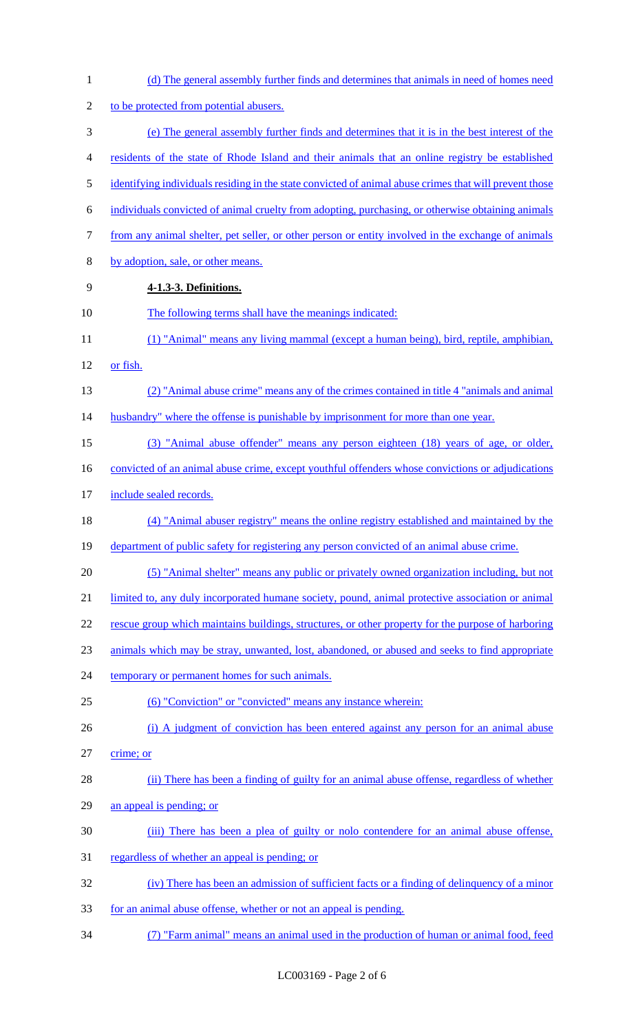(d) The general assembly further finds and determines that animals in need of homes need to be protected from potential abusers.

(e) The general assembly further finds and determines that it is in the best interest of the residents of the state of Rhode Island and their animals that an online registry be established identifying individuals residing in the state convicted of animal abuse crimes that will prevent those individuals convicted of animal cruelty from adopting, purchasing, or otherwise obtaining animals from any animal shelter, pet seller, or other person or entity involved in the exchange of animals by adoption, sale, or other means.

**4-1.3-3. Definitions.**

The following terms shall have the meanings indicated:

(1) "Animal" means any living mammal (except a human being), bird, reptile, amphibian, or fish.

(2) "Animal abuse crime" means any of the crimes contained in title 4 "animals and animal husbandry" where the offense is punishable by imprisonment for more than one year.

(3) "Animal abuse offender" means any person eighteen (18) years of age, or older, convicted of an animal abuse crime, except youthful offenders whose convictions or adjudications include sealed records.

(4) "Animal abuser registry" means the online registry established and maintained by the department of public safety for registering any person convicted of an animal abuse crime.

(5) "Animal shelter" means any public or privately owned organization including, but not limited to, any duly incorporated humane society, pound, animal protective association or animal rescue group which maintains buildings, structures, or other property for the purpose of harboring animals which may be stray, unwanted, lost, abandoned, or abused and seeks to find appropriate temporary or permanent homes for such animals.

(6) "Conviction" or "convicted" means any instance wherein:

(i) A judgment of conviction has been entered against any person for an animal abuse crime; or

(ii) There has been a finding of guilty for an animal abuse offense, regardless of whether an appeal is pending; or

(iii) There has been a plea of guilty or nolo contendere for an animal abuse offense, regardless of whether an appeal is pending; or

(iv) There has been an admission of sufficient facts or a finding of delinquency of a minor for an animal abuse offense, whether or not an appeal is pending.

(7) "Farm animal" means an animal used in the production of human or animal food, feed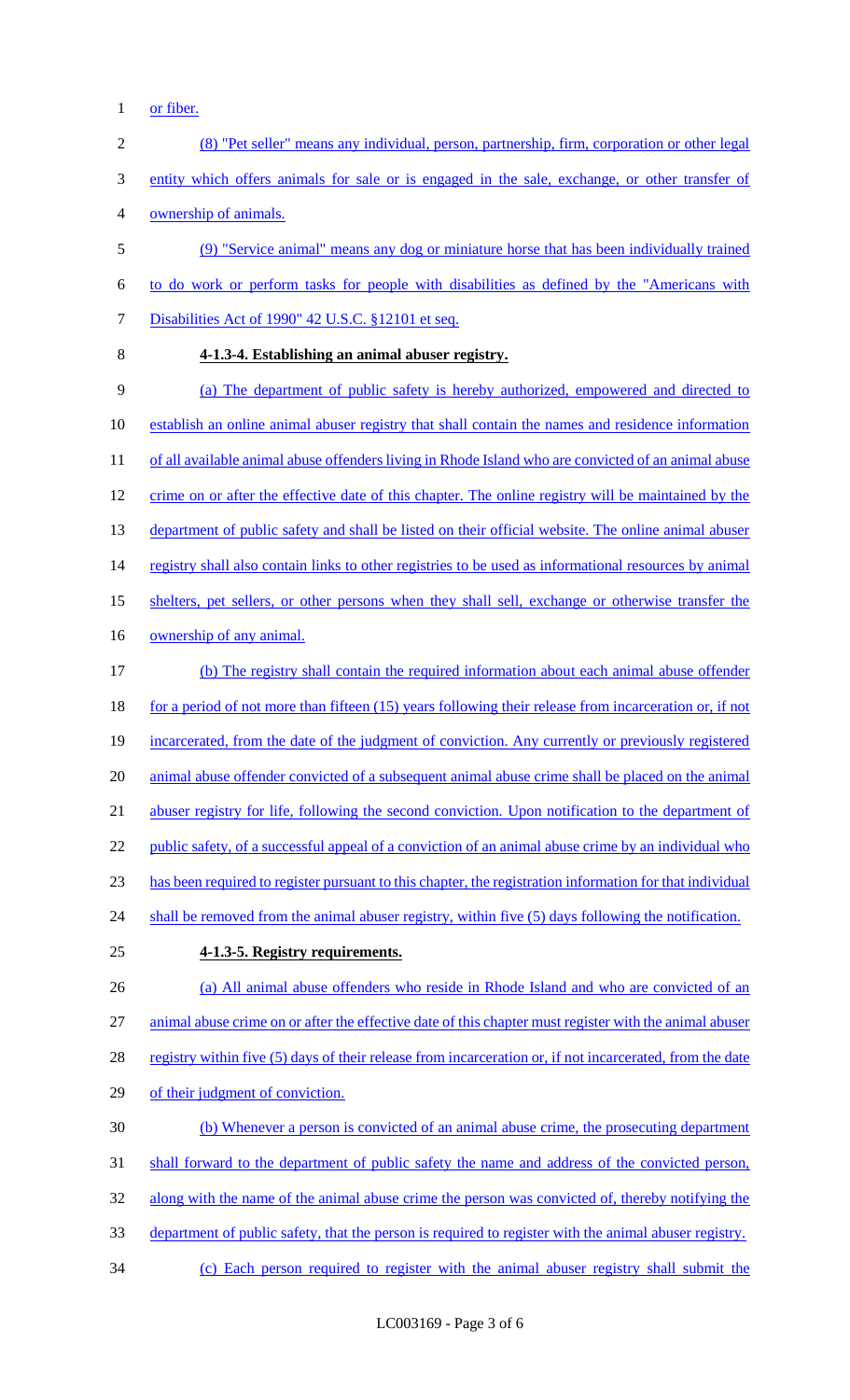or fiber.

(8) "Pet seller" means any individual, person, partnership, firm, corporation or other legal entity which offers animals for sale or is engaged in the sale, exchange, or other transfer of ownership of animals.

(9) "Service animal" means any dog or miniature horse that has been individually trained to do work or perform tasks for people with disabilities as defined by the "Americans with Disabilities Act of 1990" 42 U.S.C. §12101 et seq.

**4-1.3-4. Establishing an animal abuser registry.**

(a) The department of public safety is hereby authorized, empowered and directed to establish an online animal abuser registry that shall contain the names and residence information of all available animal abuse offenders living in Rhode Island who are convicted of an animal abuse crime on or after the effective date of this chapter. The online registry will be maintained by the department of public safety and shall be listed on their official website. The online animal abuser registry shall also contain links to other registries to be used as informational resources by animal shelters, pet sellers, or other persons when they shall sell, exchange or otherwise transfer the ownership of any animal.

(b) The registry shall contain the required information about each animal abuse offender for a period of not more than fifteen (15) years following their release from incarceration or, if not incarcerated, from the date of the judgment of conviction. Any currently or previously registered animal abuse offender convicted of a subsequent animal abuse crime shall be placed on the animal abuser registry for life, following the second conviction. Upon notification to the department of public safety, of a successful appeal of a conviction of an animal abuse crime by an individual who has been required to register pursuant to this chapter, the registration information for that individual shall be removed from the animal abuser registry, within five (5) days following the notification.

**4-1.3-5. Registry requirements.**

(a) All animal abuse offenders who reside in Rhode Island and who are convicted of an animal abuse crime on or after the effective date of this chapter must register with the animal abuser registry within five (5) days of their release from incarceration or, if not incarcerated, from the date of their judgment of conviction.

(b) Whenever a person is convicted of an animal abuse crime, the prosecuting department shall forward to the department of public safety the name and address of the convicted person, along with the name of the animal abuse crime the person was convicted of, thereby notifying the department of public safety, that the person is required to register with the animal abuser registry.

(c) Each person required to register with the animal abuser registry shall submit the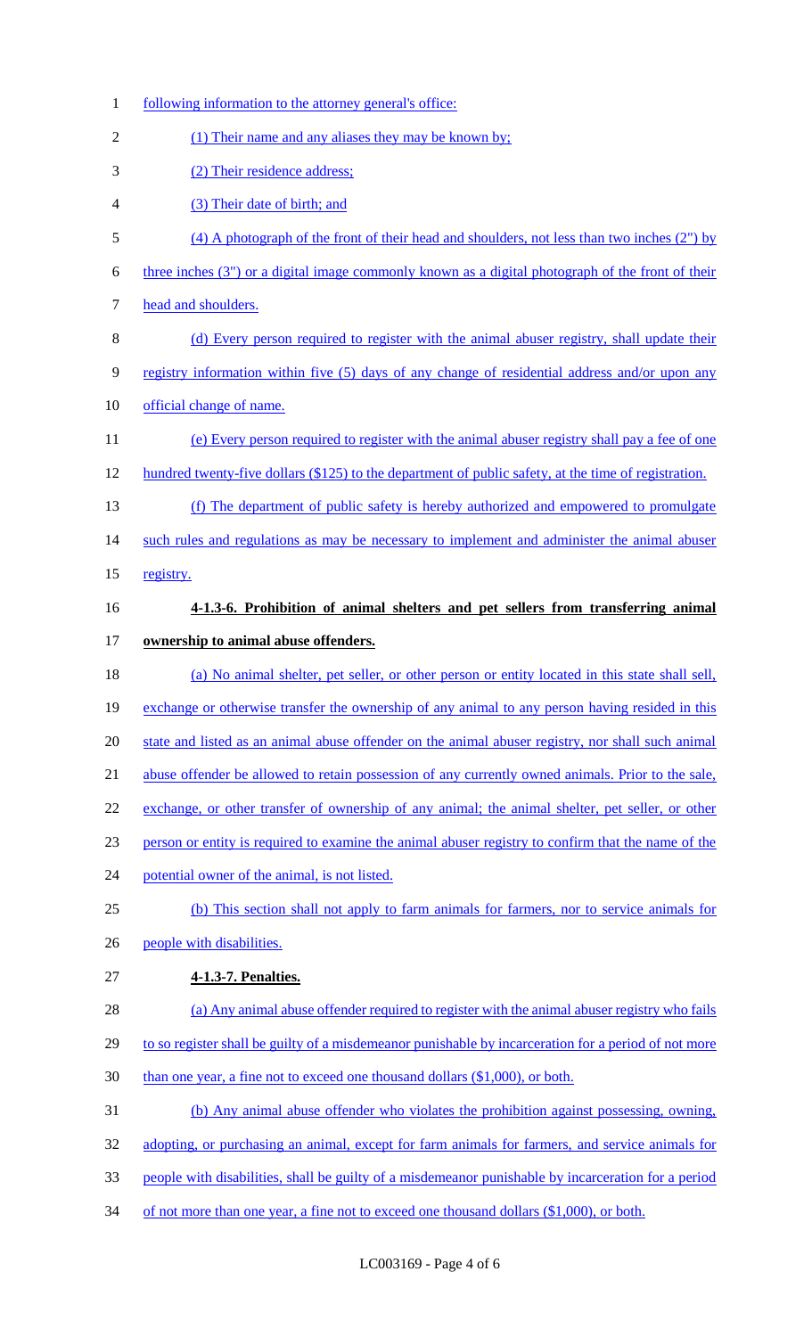following information to the attorney general's office:

(1) Their name and any aliases they may be known by;

(2) Their residence address;

(3) Their date of birth; and

(4) A photograph of the front of their head and shoulders, not less than two inches (2") by three inches (3") or a digital image commonly known as a digital photograph of the front of their head and shoulders.

(d) Every person required to register with the animal abuser registry, shall update their registry information within five (5) days of any change of residential address and/or upon any official change of name.

(e) Every person required to register with the animal abuser registry shall pay a fee of one hundred twenty-five dollars ($125) to the department of public safety, at the time of registration.

(f) The department of public safety is hereby authorized and empowered to promulgate such rules and regulations as may be necessary to implement and administer the animal abuser registry.

**4-1.3-6. Prohibition of animal shelters and pet sellers from transferring animal ownership to animal abuse offenders.**

(a) No animal shelter, pet seller, or other person or entity located in this state shall sell, exchange or otherwise transfer the ownership of any animal to any person having resided in this state and listed as an animal abuse offender on the animal abuser registry, nor shall such animal abuse offender be allowed to retain possession of any currently owned animals. Prior to the sale, exchange, or other transfer of ownership of any animal; the animal shelter, pet seller, or other person or entity is required to examine the animal abuser registry to confirm that the name of the potential owner of the animal, is not listed.

(b) This section shall not apply to farm animals for farmers, nor to service animals for people with disabilities.

**4-1.3-7. Penalties.**

(a) Any animal abuse offender required to register with the animal abuser registry who fails to so register shall be guilty of a misdemeanor punishable by incarceration for a period of not more than one year, a fine not to exceed one thousand dollars ($1,000), or both.

(b) Any animal abuse offender who violates the prohibition against possessing, owning, adopting, or purchasing an animal, except for farm animals for farmers, and service animals for people with disabilities, shall be guilty of a misdemeanor punishable by incarceration for a period of not more than one year, a fine not to exceed one thousand dollars ($1,000), or both.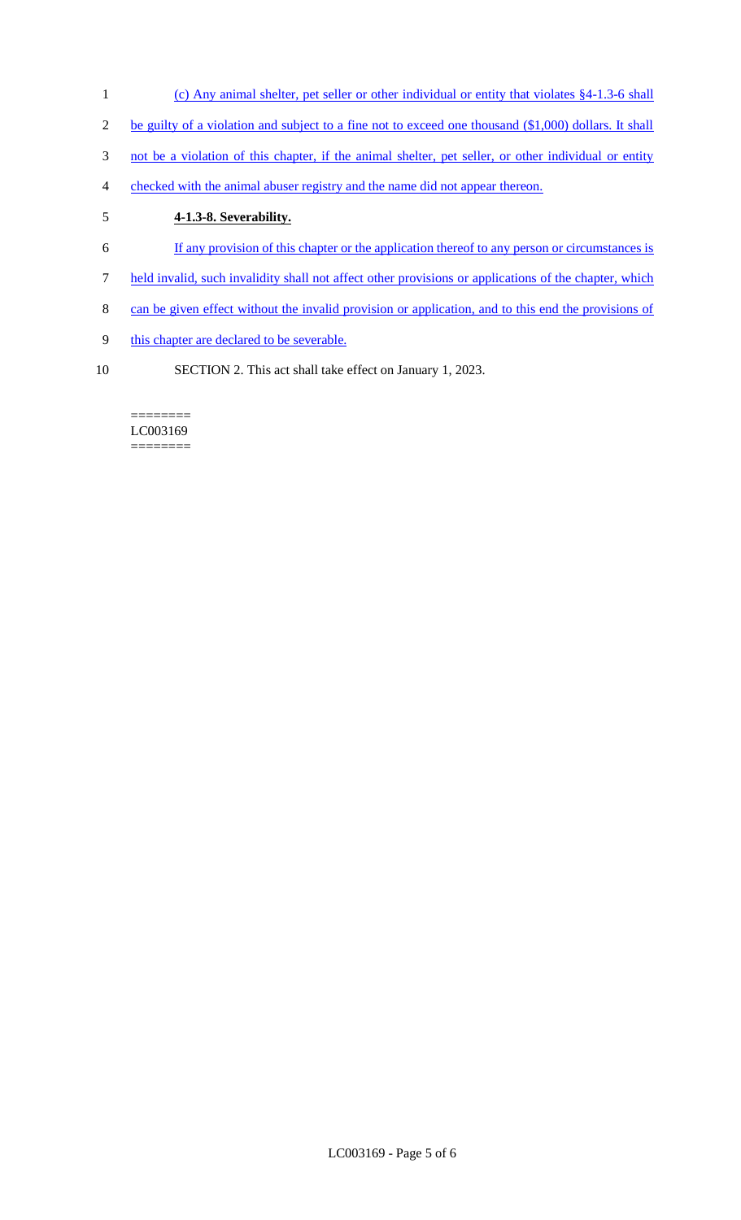(c) Any animal shelter, pet seller or other individual or entity that violates §4-1.3-6 shall be guilty of a violation and subject to a fine not to exceed one thousand ($1,000) dollars. It shall not be a violation of this chapter, if the animal shelter, pet seller, or other individual or entity checked with the animal abuser registry and the name did not appear thereon.

**4-1.3-8. Severability.**

If any provision of this chapter or the application thereof to any person or circumstances is held invalid, such invalidity shall not affect other provisions or applications of the chapter, which can be given effect without the invalid provision or application, and to this end the provisions of this chapter are declared to be severable.

SECTION 2. This act shall take effect on January 1, 2023.

========
LC003169
========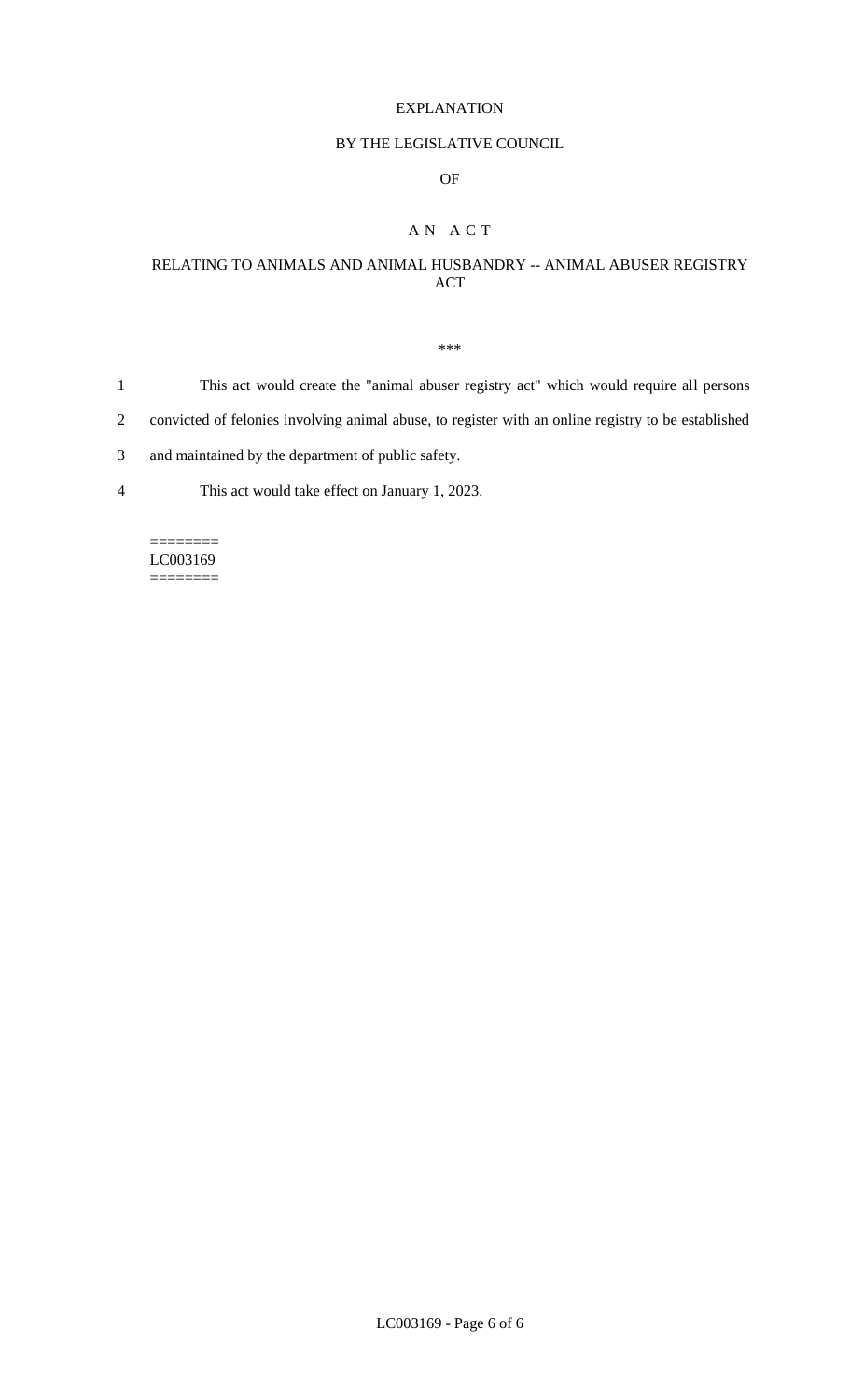EXPLANATION

BY THE LEGISLATIVE COUNCIL

OF

A N A C T

RELATING TO ANIMALS AND ANIMAL HUSBANDRY -- ANIMAL ABUSER REGISTRY ACT

\*\*\*

1 This act would create the "animal abuser registry act" which would require all persons
2 convicted of felonies involving animal abuse, to register with an online registry to be established
3 and maintained by the department of public safety.
4 This act would take effect on January 1, 2023.

========
LC003169
========